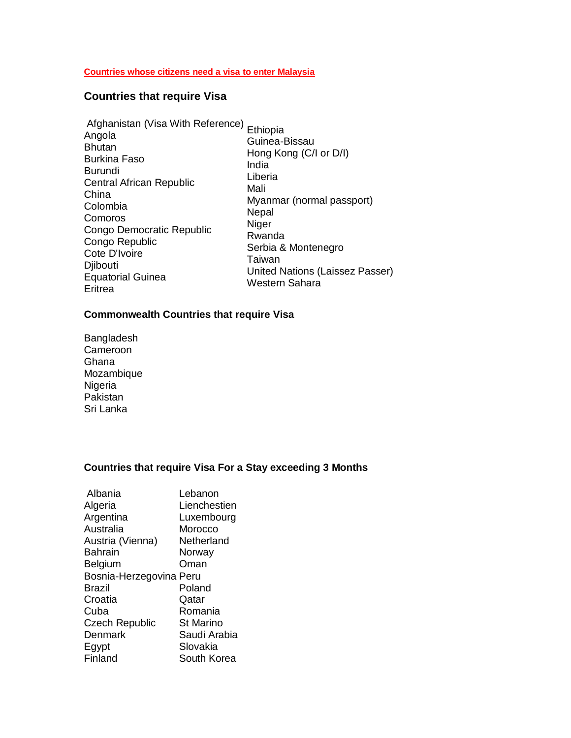**Countries whose citizens need a visa to enter Malaysia**

### Countries that require Visa

- Afghanistan (Visa With Reference)
- Angola
- Bhutan
- Burkina Faso
- Burundi
- Central African Republic
- China
- Colombia
- Comoros
- Congo Democratic Republic
- Congo Republic
- Cote D'Ivoire
- Djibouti
- Equatorial Guinea
- Eritrea
- Ethiopia
- Guinea-Bissau
- Hong Kong (C/I or D/I)
- India
- Liberia
- Mali
- Myanmar (normal passport)
- Nepal
- Niger
- Rwanda
- Serbia & Montenegro
- Taiwan
- United Nations (Laissez Passer)
- Western Sahara

### Commonwealth Countries that require Visa

- Bangladesh
- Cameroon
- Ghana
- Mozambique
- Nigeria
- Pakistan
- Sri Lanka

### Countries that require Visa For a Stay exceeding 3 Months

- Albania
- Algeria
- Argentina
- Australia
- Austria (Vienna)
- Bahrain
- Belgium
- Bosnia-Herzegovina
- Brazil
- Croatia
- Cuba
- Czech Republic
- Denmark
- Egypt
- Finland
- Lebanon
- Lienchestien
- Luxembourg
- Morocco
- Netherland
- Norway
- Oman
- Peru
- Poland
- Qatar
- Romania
- St Marino
- Saudi Arabia
- Slovakia
- South Korea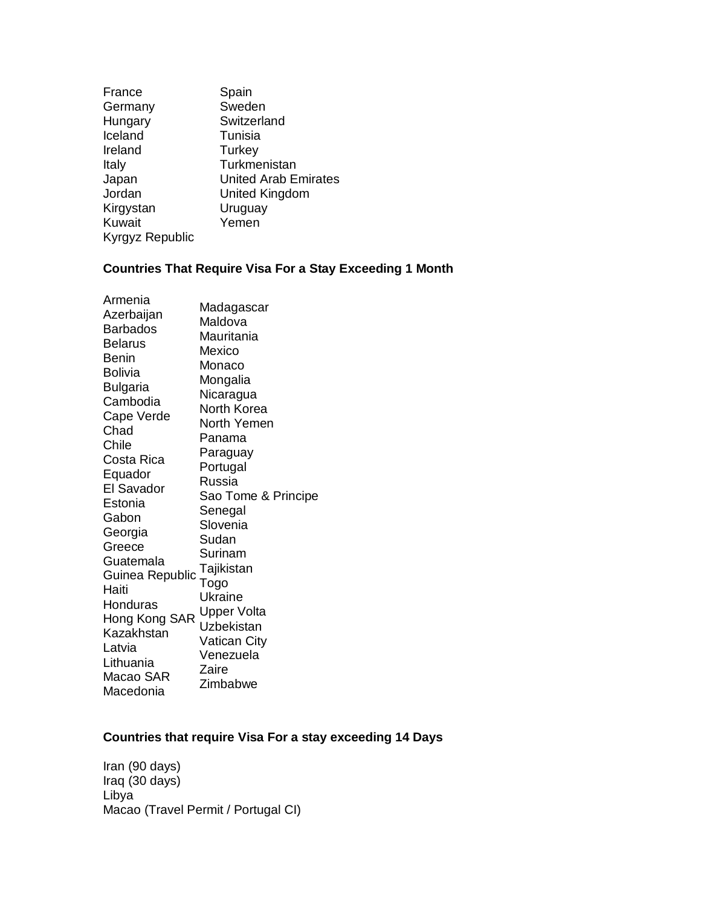France
Germany
Hungary
Iceland
Ireland
Italy
Japan
Jordan
Kirgystan
Kuwait
Kyrgyz Republic
Spain
Sweden
Switzerland
Tunisia
Turkey
Turkmenistan
United Arab Emirates
United Kingdom
Uruguay
Yemen

**Countries That Require Visa For a Stay Exceeding 1 Month**

Armenia
Azerbaijan
Barbados
Belarus
Benin
Bolivia
Bulgaria
Cambodia
Cape Verde
Chad
Chile
Costa Rica
Equador
El Savador
Estonia
Gabon
Georgia
Greece
Guatemala
Guinea Republic
Haiti
Honduras
Hong Kong SAR
Kazakhstan
Latvia
Lithuania
Macao SAR
Macedonia
Madagascar
Maldova
Mauritania
Mexico
Monaco
Mongalia
Nicaragua
North Korea
North Yemen
Panama
Paraguay
Portugal
Russia
Sao Tome & Principe
Senegal
Slovenia
Sudan
Surinam
Tajikistan
Togo
Ukraine
Upper Volta
Uzbekistan
Vatican City
Venezuela
Zaire
Zimbabwe

**Countries that require Visa For a stay exceeding 14 Days**

Iran (90 days)
Iraq (30 days)
Libya
Macao (Travel Permit / Portugal CI)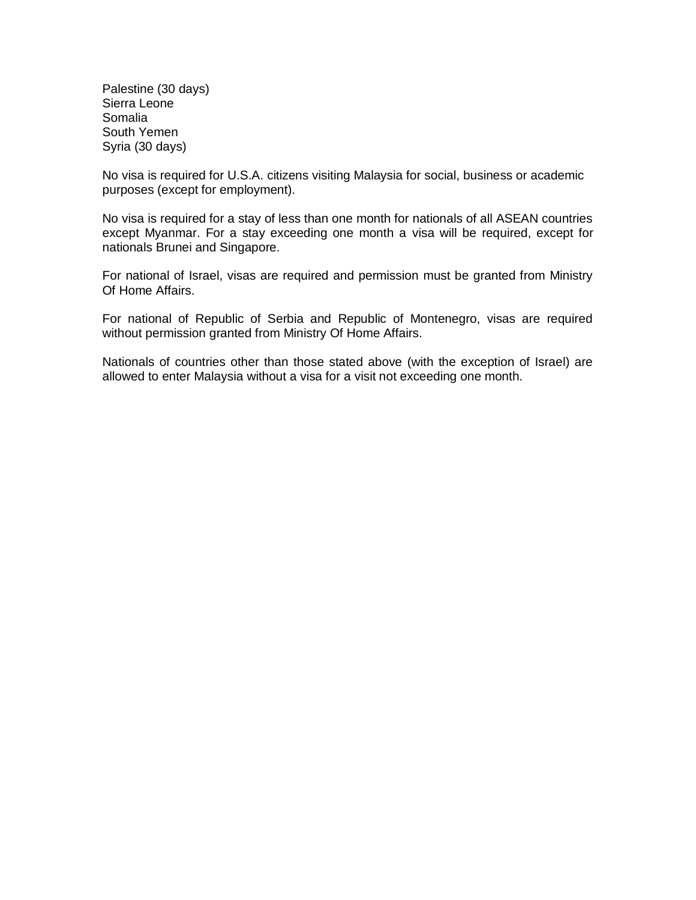Palestine (30 days)
Sierra Leone
Somalia
South Yemen
Syria (30 days)

No visa is required for U.S.A. citizens visiting Malaysia for social, business or academic purposes (except for employment).

No visa is required for a stay of less than one month for nationals of all ASEAN countries except Myanmar. For a stay exceeding one month a visa will be required, except for nationals Brunei and Singapore.

For national of Israel, visas are required and permission must be granted from Ministry Of Home Affairs.

For national of Republic of Serbia and Republic of Montenegro, visas are required without permission granted from Ministry Of Home Affairs.

Nationals of countries other than those stated above (with the exception of Israel) are allowed to enter Malaysia without a visa for a visit not exceeding one month.